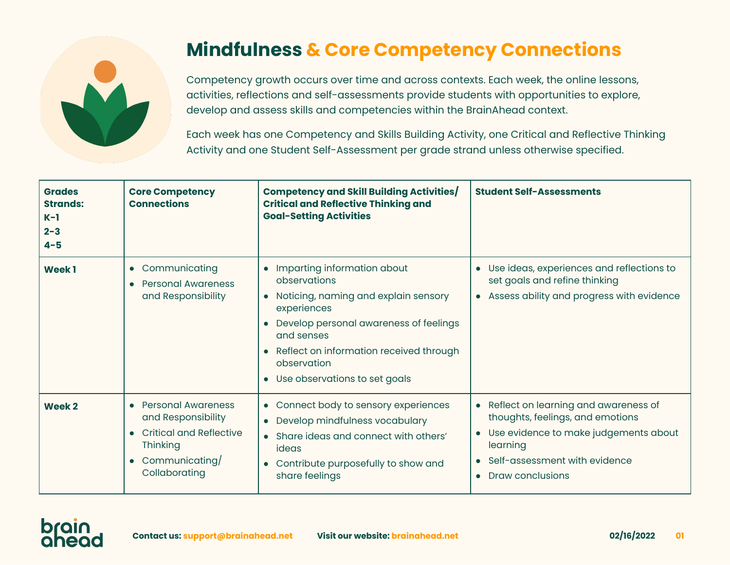# Mindfulness & Core Competency Connections

Competency growth occurs over time and across contexts. Each week, the online lessons, activities, reflections and self-assessments provide students with opportunities to explore, develop and assess skills and competencies within the BrainAhead context.

Each week has one Competency and Skills Building Activity, one Critical and Reflective Thinking Activity and one Student Self-Assessment per grade strand unless otherwise specified.

| Grades Strands: K-1 2-3 4-5 | Core Competency Connections | Competency and Skill Building Activities/ Critical and Reflective Thinking and Goal-Setting Activities | Student Self-Assessments |
|---|---|---|---|
| **Week 1** | • Communicating<br>• Personal Awareness and Responsibility | • Imparting information about observations<br>• Noticing, naming and explain sensory experiences<br>• Develop personal awareness of feelings and senses<br>• Reflect on information received through observation<br>• Use observations to set goals | • Use ideas, experiences and reflections to set goals and refine thinking<br>• Assess ability and progress with evidence |
| **Week 2** | • Personal Awareness and Responsibility<br>• Critical and Reflective Thinking<br>• Communicating/ Collaborating | • Connect body to sensory experiences<br>• Develop mindfulness vocabulary<br>• Share ideas and connect with others' ideas<br>• Contribute purposefully to show and share feelings | • Reflect on learning and awareness of thoughts, feelings, and emotions<br>• Use evidence to make judgements about learning<br>• Self-assessment with evidence<br>• Draw conclusions |

**Contact us:** support@brainahead.net **Visit our website:** brainahead.net 02/16/2022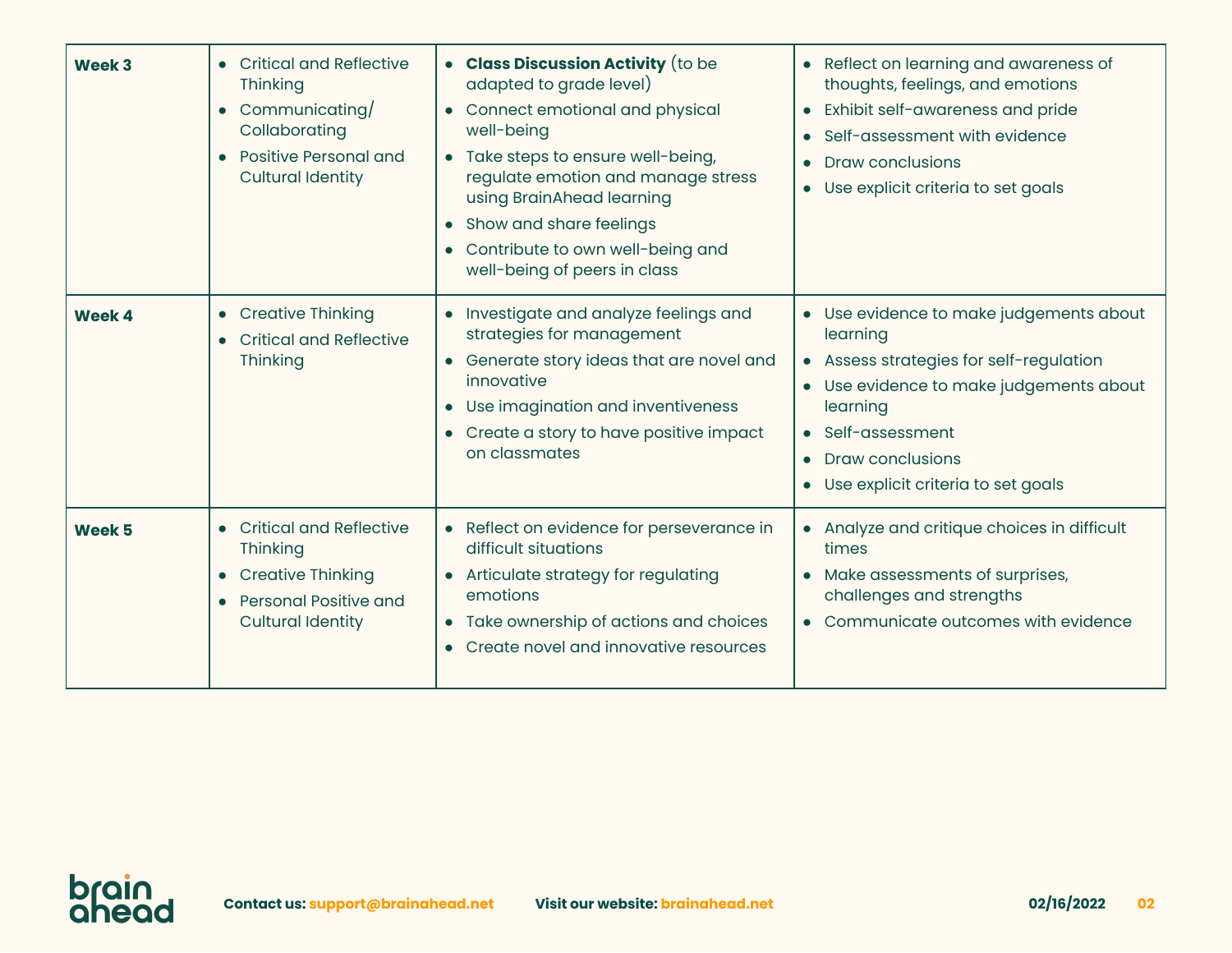| | | | |
|---|---|---|---|
| **Week 3** | • Critical and Reflective Thinking<br>• Communicating/ Collaborating<br>• Positive Personal and Cultural Identity | • **Class Discussion Activity** (to be adapted to grade level)<br>• Connect emotional and physical well-being<br>• Take steps to ensure well-being, regulate emotion and manage stress using BrainAhead learning<br>• Show and share feelings<br>• Contribute to own well-being and well-being of peers in class | • Reflect on learning and awareness of thoughts, feelings, and emotions<br>• Exhibit self-awareness and pride<br>• Self-assessment with evidence<br>• Draw conclusions<br>• Use explicit criteria to set goals |
| **Week 4** | • Creative Thinking<br>• Critical and Reflective Thinking | • Investigate and analyze feelings and strategies for management<br>• Generate story ideas that are novel and innovative<br>• Use imagination and inventiveness<br>• Create a story to have positive impact on classmates | • Use evidence to make judgements about learning<br>• Assess strategies for self-regulation<br>• Use evidence to make judgements about learning<br>• Self-assessment<br>• Draw conclusions<br>• Use explicit criteria to set goals |
| **Week 5** | • Critical and Reflective Thinking<br>• Creative Thinking<br>• Personal Positive and Cultural Identity | • Reflect on evidence for perseverance in difficult situations<br>• Articulate strategy for regulating emotions<br>• Take ownership of actions and choices<br>• Create novel and innovative resources | • Analyze and critique choices in difficult times<br>• Make assessments of surprises, challenges and strengths<br>• Communicate outcomes with evidence |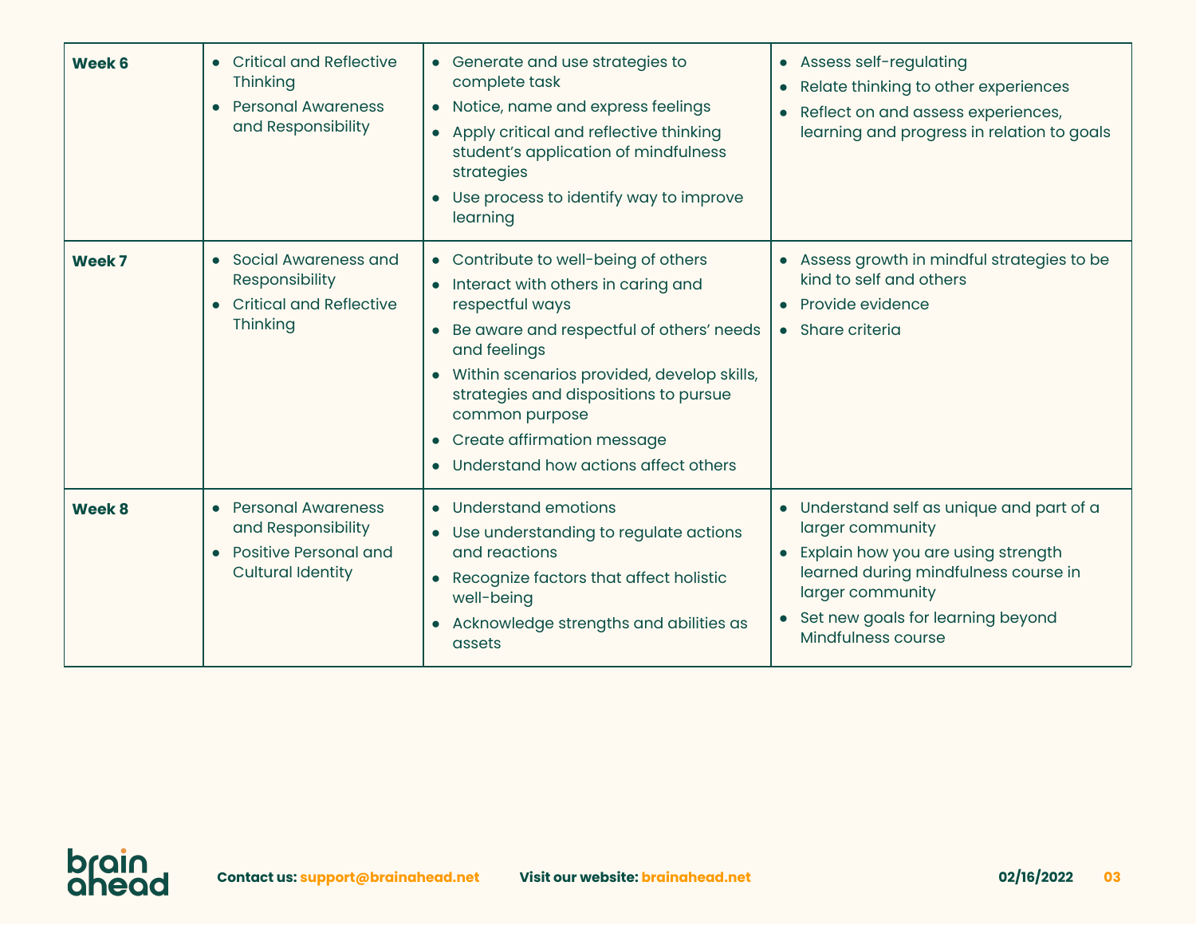| | | | |
|---|---|---|---|
| **Week 6** | • Critical and Reflective Thinking<br>• Personal Awareness and Responsibility | • Generate and use strategies to complete task<br>• Notice, name and express feelings<br>• Apply critical and reflective thinking student's application of mindfulness strategies<br>• Use process to identify way to improve learning | • Assess self-regulating<br>• Relate thinking to other experiences<br>• Reflect on and assess experiences, learning and progress in relation to goals |
| **Week 7** | • Social Awareness and Responsibility<br>• Critical and Reflective Thinking | • Contribute to well-being of others<br>• Interact with others in caring and respectful ways<br>• Be aware and respectful of others' needs and feelings<br>• Within scenarios provided, develop skills, strategies and dispositions to pursue common purpose<br>• Create affirmation message<br>• Understand how actions affect others | • Assess growth in mindful strategies to be kind to self and others<br>• Provide evidence<br>• Share criteria |
| **Week 8** | • Personal Awareness and Responsibility<br>• Positive Personal and Cultural Identity | • Understand emotions<br>• Use understanding to regulate actions and reactions<br>• Recognize factors that affect holistic well-being<br>• Acknowledge strengths and abilities as assets | • Understand self as unique and part of a larger community<br>• Explain how you are using strength learned during mindfulness course in larger community<br>• Set new goals for learning beyond Mindfulness course |

brain ahead

**Contact us:** support@brainahead.net **Visit our website:** brainahead.net **02/16/2022**